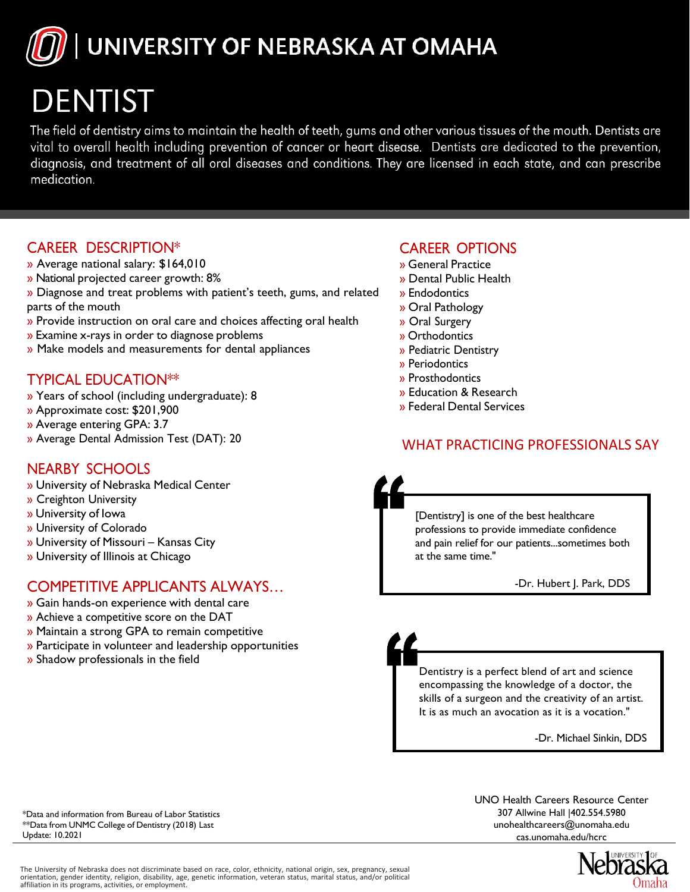# UNIVERSITY OF NEBRASKA AT OMAHA

# DENTIST

The field of dentistry aims to maintain the health of teeth, gums and other various tissues of the mouth. Dentists are vital to overall health including prevention of cancer or heart disease. Dentists are dedicated to the prevention, diagnosis, and treatment of all oral diseases and conditions. They are licensed in each state, and can prescribe medication.

## CAREER DESCRIPTION*

» Average national salary: $164,010
» National projected career growth: 8%
» Diagnose and treat problems with patient's teeth, gums, and related parts of the mouth
» Provide instruction on oral care and choices affecting oral health
» Examine x-rays in order to diagnose problems
» Make models and measurements for dental appliances

## TYPICAL EDUCATION**

» Years of school (including undergraduate): 8
» Approximate cost: $201,900
» Average entering GPA: 3.7
» Average Dental Admission Test (DAT): 20

## NEARBY SCHOOLS

» University of Nebraska Medical Center
» Creighton University
» University of Iowa
» University of Colorado
» University of Missouri – Kansas City
» University of Illinois at Chicago

## COMPETITIVE APPLICANTS ALWAYS…

» Gain hands-on experience with dental care
» Achieve a competitive score on the DAT
» Maintain a strong GPA to remain competitive
» Participate in volunteer and leadership opportunities
» Shadow professionals in the field

## CAREER OPTIONS

» General Practice
» Dental Public Health
» Endodontics
» Oral Pathology
» Oral Surgery
» Orthodontics
» Pediatric Dentistry
» Periodontics
» Prosthodontics
» Education & Research
» Federal Dental Services

## WHAT PRACTICING PROFESSIONALS SAY

> [Dentistry] is one of the best healthcare professions to provide immediate confidence and pain relief for our patients...sometimes both at the same time."
>
> -Dr. Hubert J. Park, DDS

> Dentistry is a perfect blend of art and science encompassing the knowledge of a doctor, the skills of a surgeon and the creativity of an artist. It is as much an avocation as it is a vocation."
>
> -Dr. Michael Sinkin, DDS

*Data and information from Bureau of Labor Statistics
**Data from UNMC College of Dentistry (2018) Last Update: 10.2021

UNO Health Careers Resource Center
307 Allwine Hall |402.554.5980
unohealthcareers@unomaha.edu
cas.unomaha.edu/hcrc

The University of Nebraska does not discriminate based on race, color, ethnicity, national origin, sex, pregnancy, sexual orientation, gender identity, religion, disability, age, genetic information, veteran status, marital status, and/or political affiliation in its programs, activities, or employment.

University of Nebraska Omaha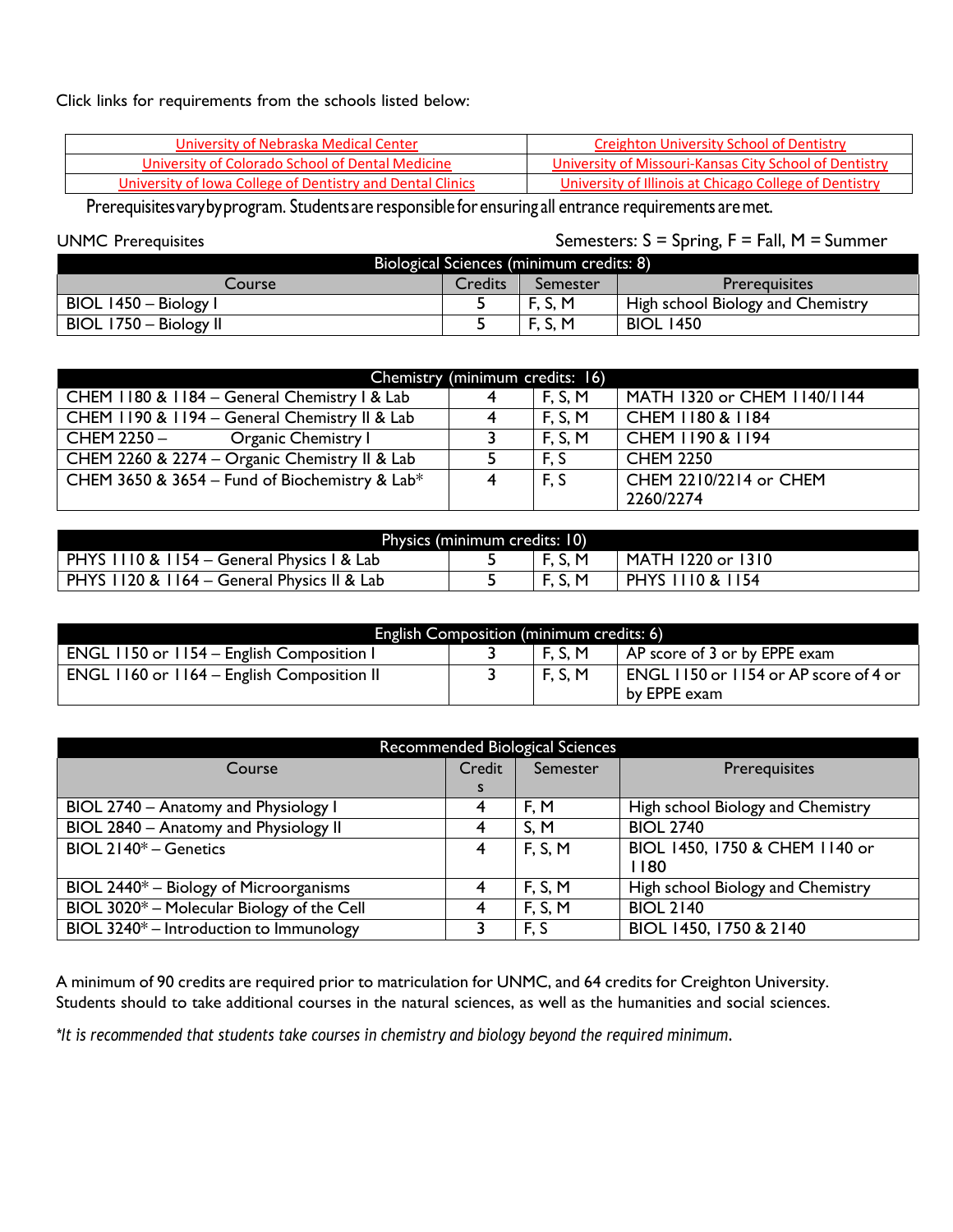Click links for requirements from the schools listed below:

| | |
|---|---|
| University of Nebraska Medical Center | Creighton University School of Dentistry |
| University of Colorado School of Dental Medicine | University of Missouri-Kansas City School of Dentistry |
| University of Iowa College of Dentistry and Dental Clinics | University of Illinois at Chicago College of Dentistry |

Prerequisites vary by program. Students are responsible for ensuring all entrance requirements are met.

UNMC Prerequisites

Semesters: S = Spring, F = Fall, M = Summer

| Biological Sciences (minimum credits: 8) | | | |
|---|---|---|---|
| Course | Credits | Semester | Prerequisites |
| BIOL 1450 – Biology I | 5 | F, S, M | High school Biology and Chemistry |
| BIOL 1750 – Biology II | 5 | F, S, M | BIOL 1450 |

| Chemistry (minimum credits: 16) | | | |
|---|---|---|---|
| CHEM 1180 & 1184 – General Chemistry I & Lab | 4 | F, S, M | MATH 1320 or CHEM 1140/1144 |
| CHEM 1190 & 1194 – General Chemistry II & Lab | 4 | F, S, M | CHEM 1180 & 1184 |
| CHEM 2250 – Organic Chemistry I | 3 | F, S, M | CHEM 1190 & 1194 |
| CHEM 2260 & 2274 – Organic Chemistry II & Lab | 5 | F, S | CHEM 2250 |
| CHEM 3650 & 3654 – Fund of Biochemistry & Lab* | 4 | F, S | CHEM 2210/2214 or CHEM 2260/2274 |

| Physics (minimum credits: 10) | | | |
|---|---|---|---|
| PHYS 1110 & 1154 – General Physics I & Lab | 5 | F, S, M | MATH 1220 or 1310 |
| PHYS 1120 & 1164 – General Physics II & Lab | 5 | F, S, M | PHYS 1110 & 1154 |

| English Composition (minimum credits: 6) | | | |
|---|---|---|---|
| ENGL 1150 or 1154 – English Composition I | 3 | F, S, M | AP score of 3 or by EPPE exam |
| ENGL 1160 or 1164 – English Composition II | 3 | F, S, M | ENGL 1150 or 1154 or AP score of 4 or by EPPE exam |

| Recommended Biological Sciences | | | |
|---|---|---|---|
| Course | Credits | Semester | Prerequisites |
| BIOL 2740 – Anatomy and Physiology I | 4 | F, M | High school Biology and Chemistry |
| BIOL 2840 – Anatomy and Physiology II | 4 | S, M | BIOL 2740 |
| BIOL 2140* – Genetics | 4 | F, S, M | BIOL 1450, 1750 & CHEM 1140 or 1180 |
| BIOL 2440* – Biology of Microorganisms | 4 | F, S, M | High school Biology and Chemistry |
| BIOL 3020* – Molecular Biology of the Cell | 4 | F, S, M | BIOL 2140 |
| BIOL 3240* – Introduction to Immunology | 3 | F, S | BIOL 1450, 1750 & 2140 |

A minimum of 90 credits are required prior to matriculation for UNMC, and 64 credits for Creighton University. Students should to take additional courses in the natural sciences, as well as the humanities and social sciences.

*\*It is recommended that students take courses in chemistry and biology beyond the required minimum.*